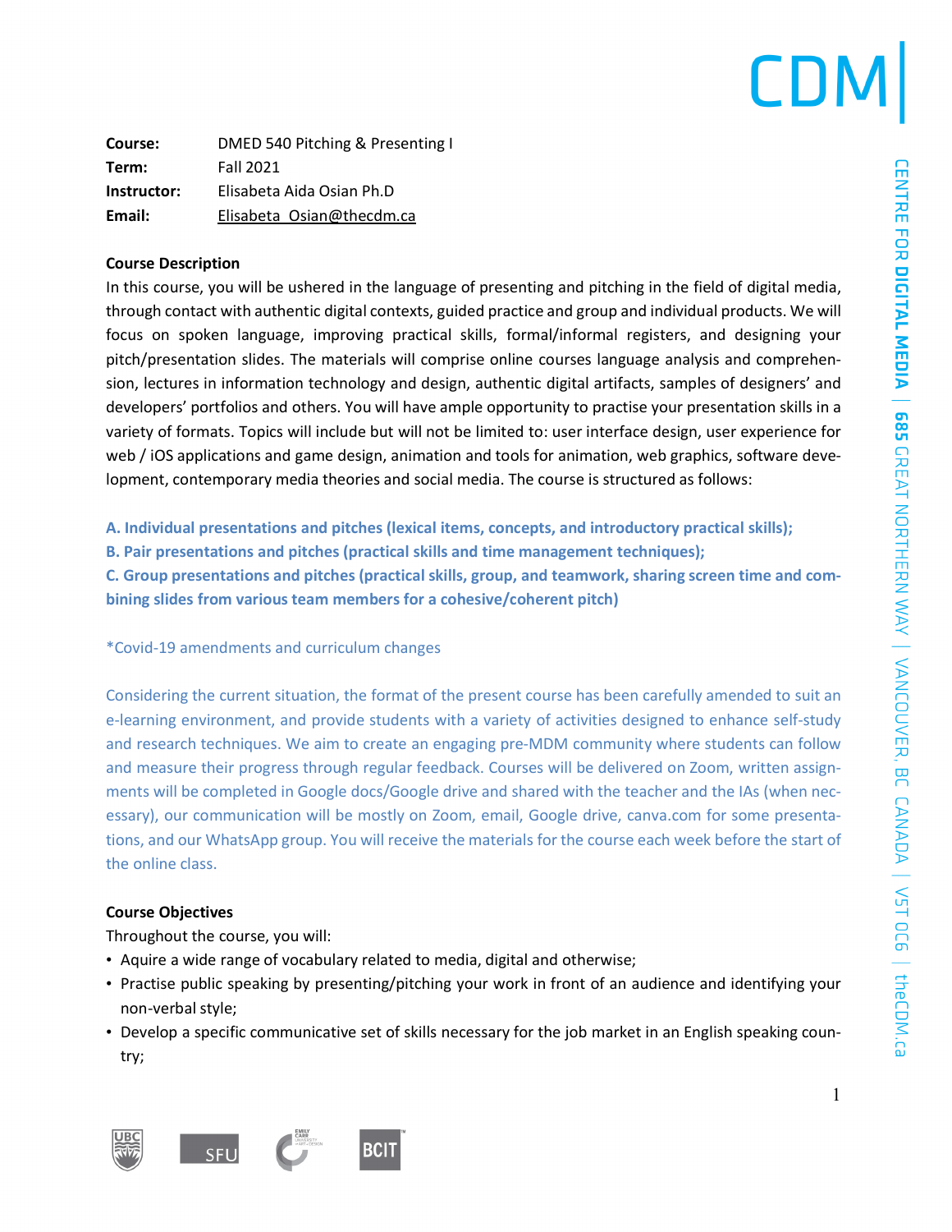| | |
|---|---|
| **Course:** | DMED 540 Pitching & Presenting I |
| **Term:** | Fall 2021 |
| **Instructor:** | Elisabeta Aida Osian Ph.D |
| **Email:** | Elisabeta_Osian@thecdm.ca |

**Course Description**

In this course, you will be ushered in the language of presenting and pitching in the field of digital media, through contact with authentic digital contexts, guided practice and group and individual products. We will focus on spoken language, improving practical skills, formal/informal registers, and designing your pitch/presentation slides. The materials will comprise online courses language analysis and comprehension, lectures in information technology and design, authentic digital artifacts, samples of designers' and developers' portfolios and others. You will have ample opportunity to practise your presentation skills in a variety of formats. Topics will include but will not be limited to: user interface design, user experience for web / iOS applications and game design, animation and tools for animation, web graphics, software development, contemporary media theories and social media. The course is structured as follows:

**A. Individual presentations and pitches (lexical items, concepts, and introductory practical skills);**
**B. Pair presentations and pitches (practical skills and time management techniques);**
**C. Group presentations and pitches (practical skills, group, and teamwork, sharing screen time and combining slides from various team members for a cohesive/coherent pitch)**

*Covid-19 amendments and curriculum changes

Considering the current situation, the format of the present course has been carefully amended to suit an e-learning environment, and provide students with a variety of activities designed to enhance self-study and research techniques. We aim to create an engaging pre-MDM community where students can follow and measure their progress through regular feedback. Courses will be delivered on Zoom, written assignments will be completed in Google docs/Google drive and shared with the teacher and the IAs (when necessary), our communication will be mostly on Zoom, email, Google drive, canva.com for some presentations, and our WhatsApp group. You will receive the materials for the course each week before the start of the online class.

**Course Objectives**

Throughout the course, you will:

- Aquire a wide range of vocabulary related to media, digital and otherwise;
- Practise public speaking by presenting/pitching your work in front of an audience and identifying your non-verbal style;
- Develop a specific communicative set of skills necessary for the job market in an English speaking country;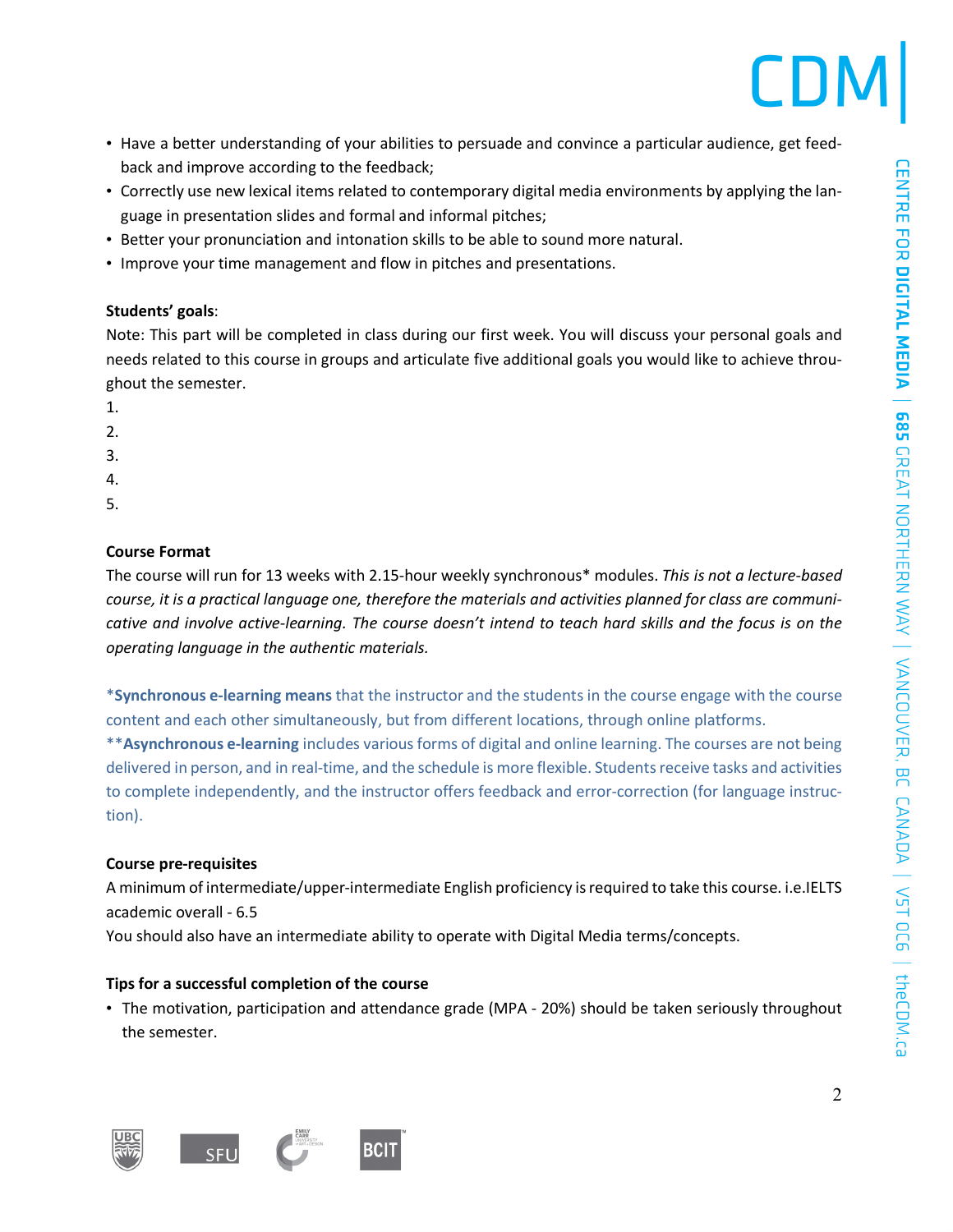- Have a better understanding of your abilities to persuade and convince a particular audience, get feedback and improve according to the feedback;
- Correctly use new lexical items related to contemporary digital media environments by applying the language in presentation slides and formal and informal pitches;
- Better your pronunciation and intonation skills to be able to sound more natural.
- Improve your time management and flow in pitches and presentations.

**Students' goals**:

Note: This part will be completed in class during our first week. You will discuss your personal goals and needs related to this course in groups and articulate five additional goals you would like to achieve throughout the semester.

1.
2.
3.
4.
5.

**Course Format**

The course will run for 13 weeks with 2.15-hour weekly synchronous* modules. *This is not a lecture-based course, it is a practical language one, therefore the materials and activities planned for class are communicative and involve active-learning. The course doesn't intend to teach hard skills and the focus is on the operating language in the authentic materials.*

\***Synchronous e-learning means** that the instructor and the students in the course engage with the course content and each other simultaneously, but from different locations, through online platforms.

\*\***Asynchronous e-learning** includes various forms of digital and online learning. The courses are not being delivered in person, and in real-time, and the schedule is more flexible. Students receive tasks and activities to complete independently, and the instructor offers feedback and error-correction (for language instruction).

**Course pre-requisites**

A minimum of intermediate/upper-intermediate English proficiency is required to take this course. i.e.IELTS academic overall - 6.5

You should also have an intermediate ability to operate with Digital Media terms/concepts.

**Tips for a successful completion of the course**

- The motivation, participation and attendance grade (MPA - 20%) should be taken seriously throughout the semester.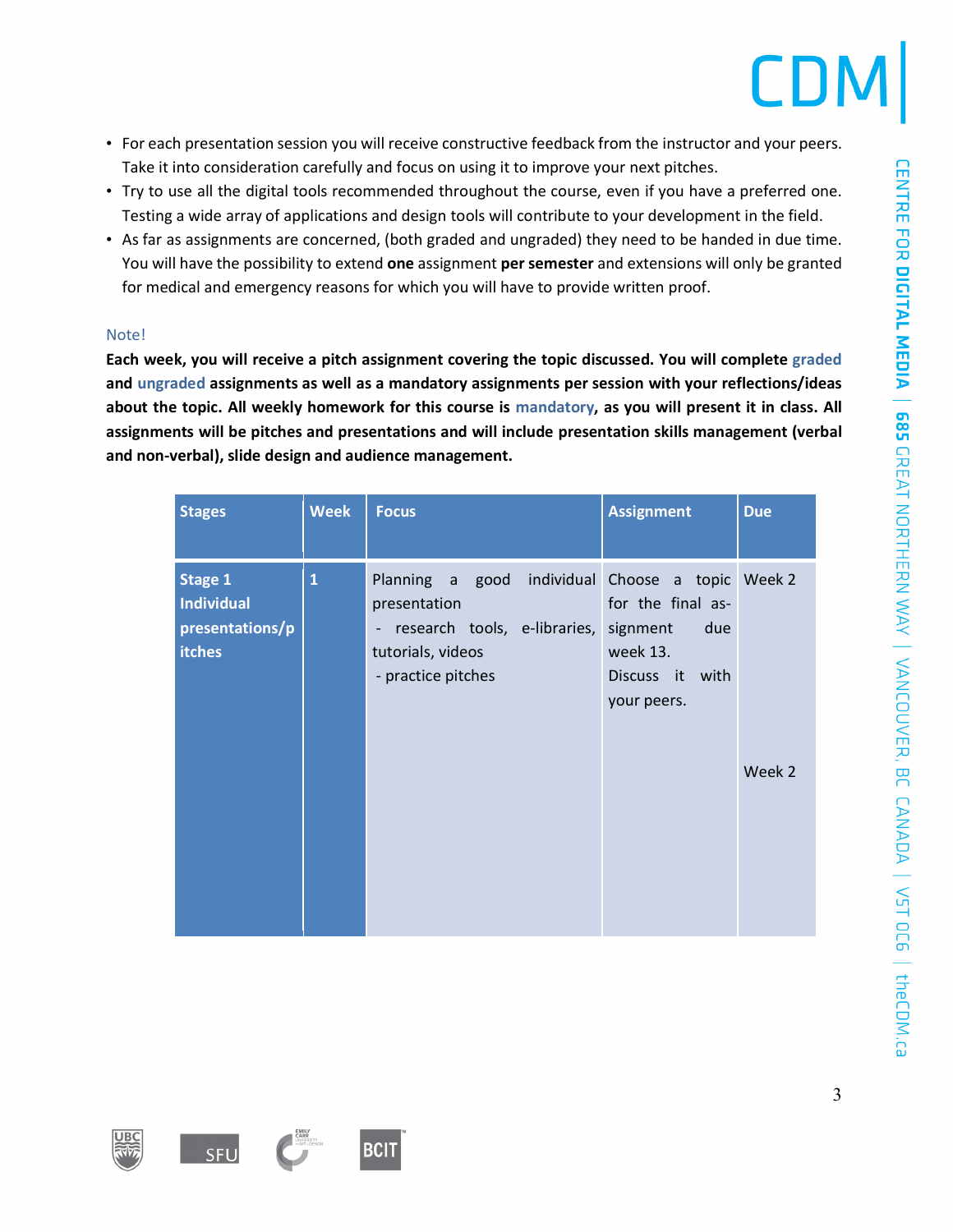- For each presentation session you will receive constructive feedback from the instructor and your peers. Take it into consideration carefully and focus on using it to improve your next pitches.
- Try to use all the digital tools recommended throughout the course, even if you have a preferred one. Testing a wide array of applications and design tools will contribute to your development in the field.
- As far as assignments are concerned, (both graded and ungraded) they need to be handed in due time. You will have the possibility to extend **one** assignment **per semester** and extensions will only be granted for medical and emergency reasons for which you will have to provide written proof.

Note!

**Each week, you will receive a pitch assignment covering the topic discussed. You will complete graded and ungraded assignments as well as a mandatory assignments per session with your reflections/ideas about the topic. All weekly homework for this course is mandatory, as you will present it in class. All assignments will be pitches and presentations and will include presentation skills management (verbal and non-verbal), slide design and audience management.**

| Stages | Week | Focus | Assignment | Due |
|---|---|---|---|---|
| **Stage 1 Individual presentations/pitches** | **1** | Planning a good individual presentation<br>- research tools, e-libraries, tutorials, videos<br>- practice pitches | Choose a topic for the final assignment due week 13.<br>Discuss it with your peers. | Week 2<br><br>Week 2 |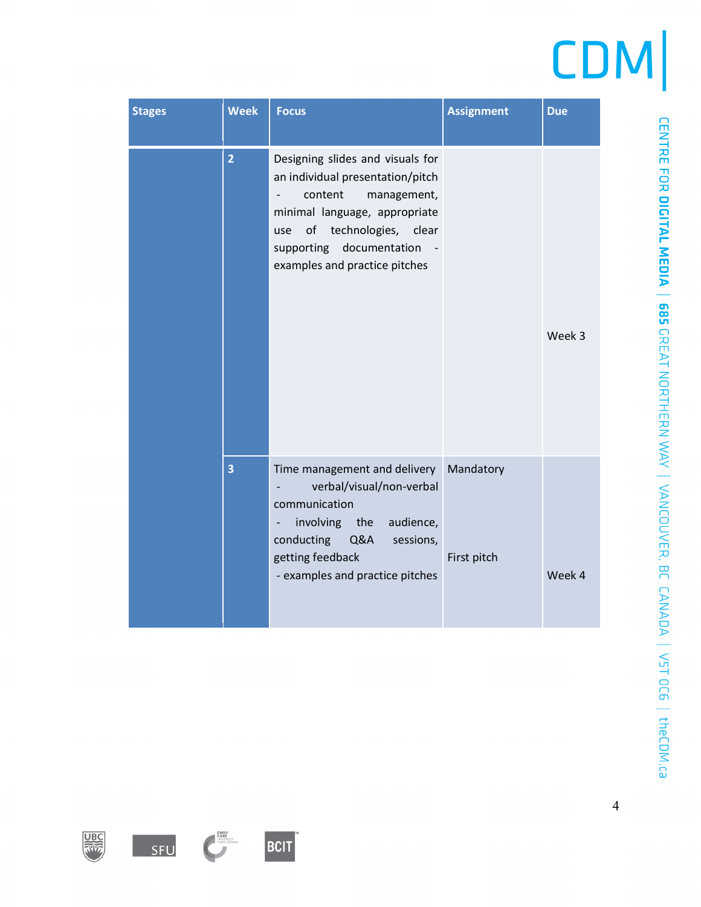| Stages | Week | Focus | Assignment | Due |
|---|---|---|---|---|
| | **2** | Designing slides and visuals for an individual presentation/pitch - content management, minimal language, appropriate use of technologies, clear supporting documentation - examples and practice pitches | | Week 3 |
| | **3** | Time management and delivery - verbal/visual/non-verbal communication - involving the audience, conducting Q&A sessions, getting feedback - examples and practice pitches | Mandatory First pitch | Week 4 |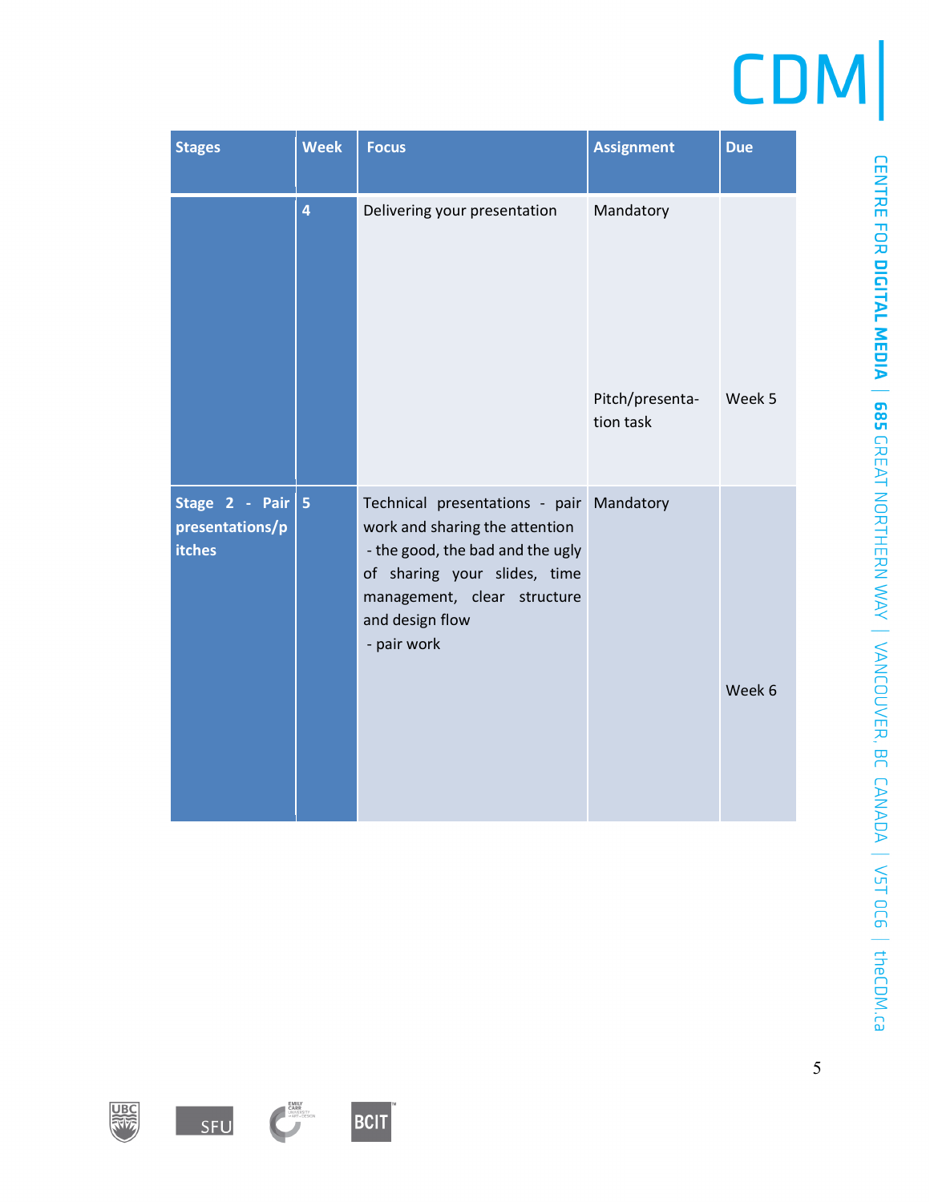| Stages | Week | Focus | Assignment | Due |
| --- | --- | --- | --- | --- |
| | 4 | Delivering your presentation | Mandatory<br><br>Pitch/presentation task | <br><br>Week 5 |
| Stage 2 - Pair presentations/pitches | 5 | Technical presentations - pair work and sharing the attention<br>- the good, the bad and the ugly of sharing your slides, time management, clear structure and design flow<br>- pair work | Mandatory | Week 6 |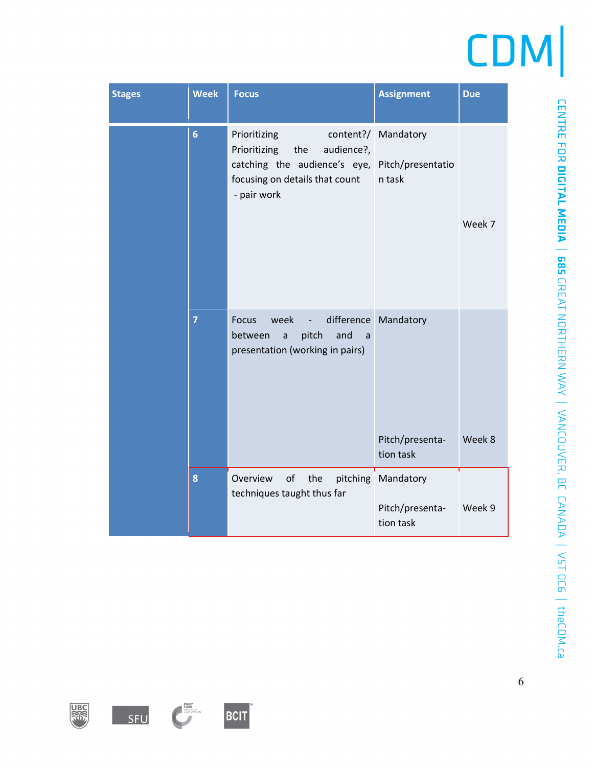| Stages | Week | Focus | Assignment | Due |
| --- | --- | --- | --- | --- |
| | 6 | Prioritizing content?/ Prioritizing the audience?, catching the audience's eye, focusing on details that count<br>- pair work | Mandatory<br><br>Pitch/presentation task | Week 7 |
| | 7 | Focus week - difference between a pitch and a presentation (working in pairs) | Mandatory<br><br>Pitch/presentation task | Week 8 |
| | 8 | Overview of the pitching techniques taught thus far | Mandatory<br><br>Pitch/presentation task | Week 9 |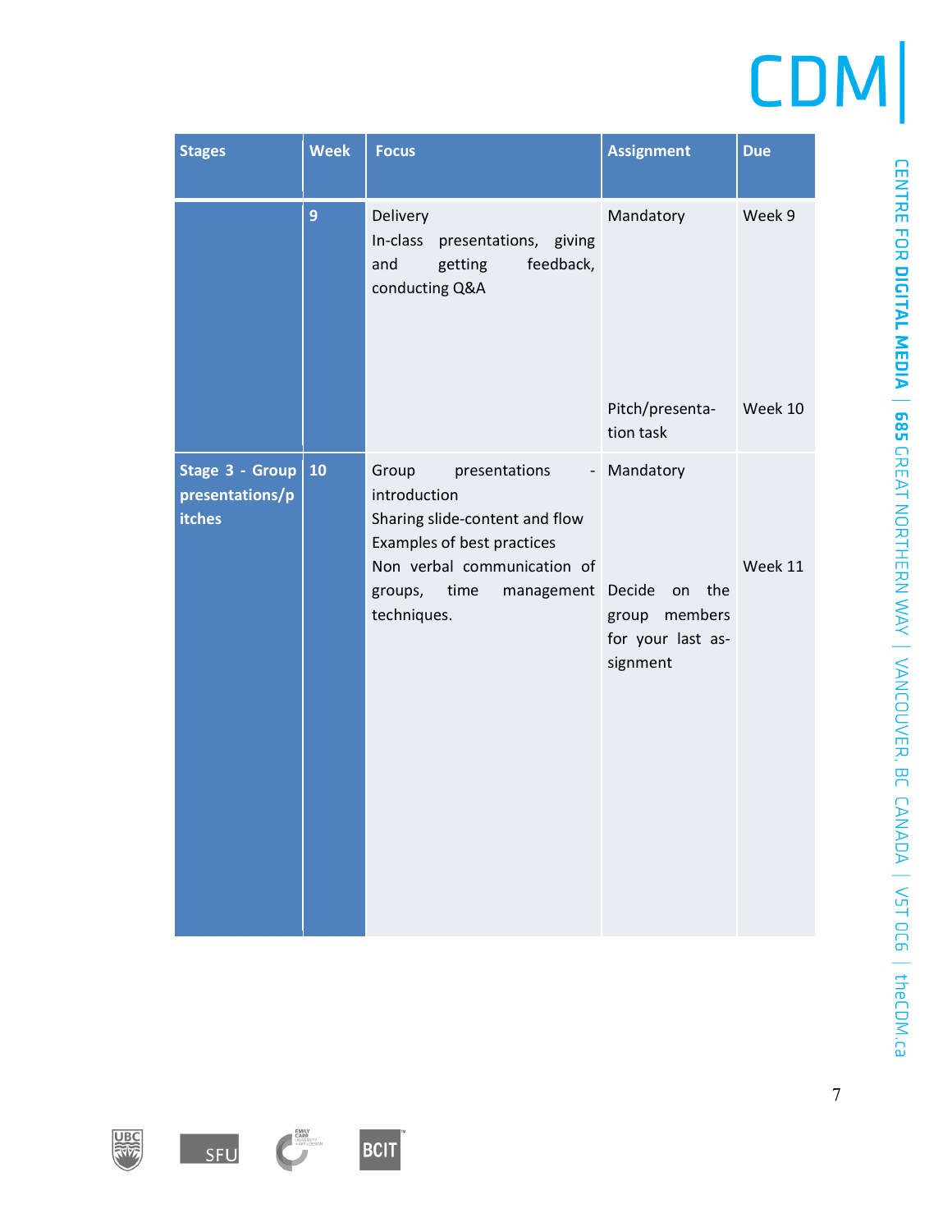| Stages | Week | Focus | Assignment | Due |
|---|---|---|---|---|
| | 9 | Delivery<br>In-class presentations, giving and getting feedback, conducting Q&A | Mandatory<br><br>Pitch/presentation task | Week 9<br><br>Week 10 |
| Stage 3 - Group presentations/pitches | 10 | Group presentations - introduction<br>Sharing slide-content and flow<br>Examples of best practices<br>Non verbal communication of groups, time management techniques. | Mandatory<br><br>Decide on the group members for your last assignment | <br><br>Week 11 |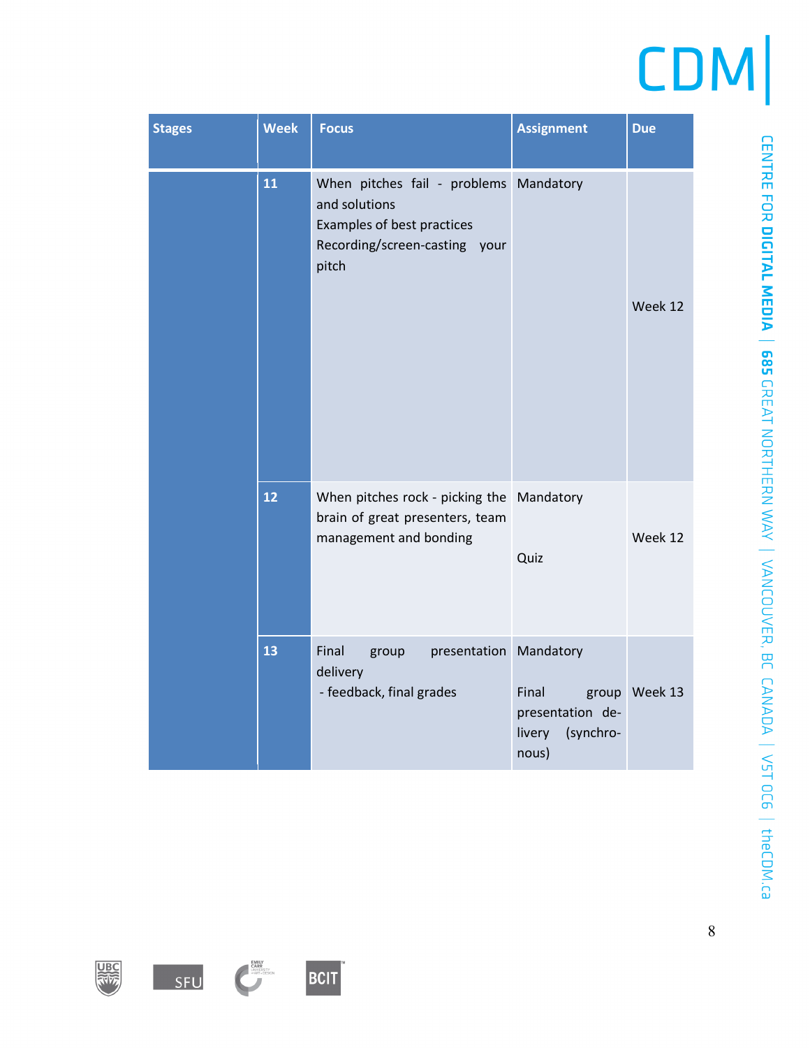| Stages | Week | Focus | Assignment | Due |
|---|---|---|---|---|
| | 11 | When pitches fail - problems and solutions<br>Examples of best practices<br>Recording/screen-casting your pitch | Mandatory | Week 12 |
| | 12 | When pitches rock - picking the brain of great presenters, team management and bonding | Mandatory<br><br>Quiz | Week 12 |
| | 13 | Final group presentation delivery<br>- feedback, final grades | Mandatory<br><br>Final group presentation delivery (synchronous) | Week 13 |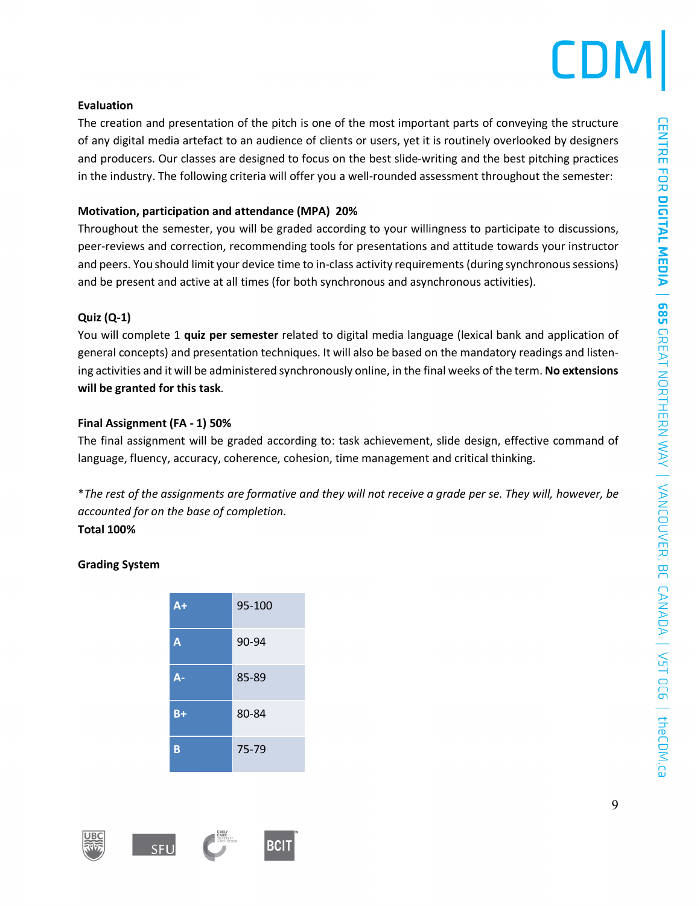**Evaluation**

The creation and presentation of the pitch is one of the most important parts of conveying the structure of any digital media artefact to an audience of clients or users, yet it is routinely overlooked by designers and producers. Our classes are designed to focus on the best slide-writing and the best pitching practices in the industry. The following criteria will offer you a well-rounded assessment throughout the semester:

**Motivation, participation and attendance (MPA) 20%**

Throughout the semester, you will be graded according to your willingness to participate to discussions, peer-reviews and correction, recommending tools for presentations and attitude towards your instructor and peers. You should limit your device time to in-class activity requirements (during synchronous sessions) and be present and active at all times (for both synchronous and asynchronous activities).

**Quiz (Q-1)**

You will complete 1 **quiz per semester** related to digital media language (lexical bank and application of general concepts) and presentation techniques. It will also be based on the mandatory readings and listening activities and it will be administered synchronously online, in the final weeks of the term. **No extensions will be granted for this task**.

**Final Assignment (FA - 1) 50%**

The final assignment will be graded according to: task achievement, slide design, effective command of language, fluency, accuracy, coherence, cohesion, time management and critical thinking.

**The rest of the assignments are formative and they will not receive a grade per se. They will, however, be accounted for on the base of completion.*

**Total 100%**

**Grading System**

| | |
|---|---|
| A+ | 95-100 |
| A | 90-94 |
| A- | 85-89 |
| B+ | 80-84 |
| B | 75-79 |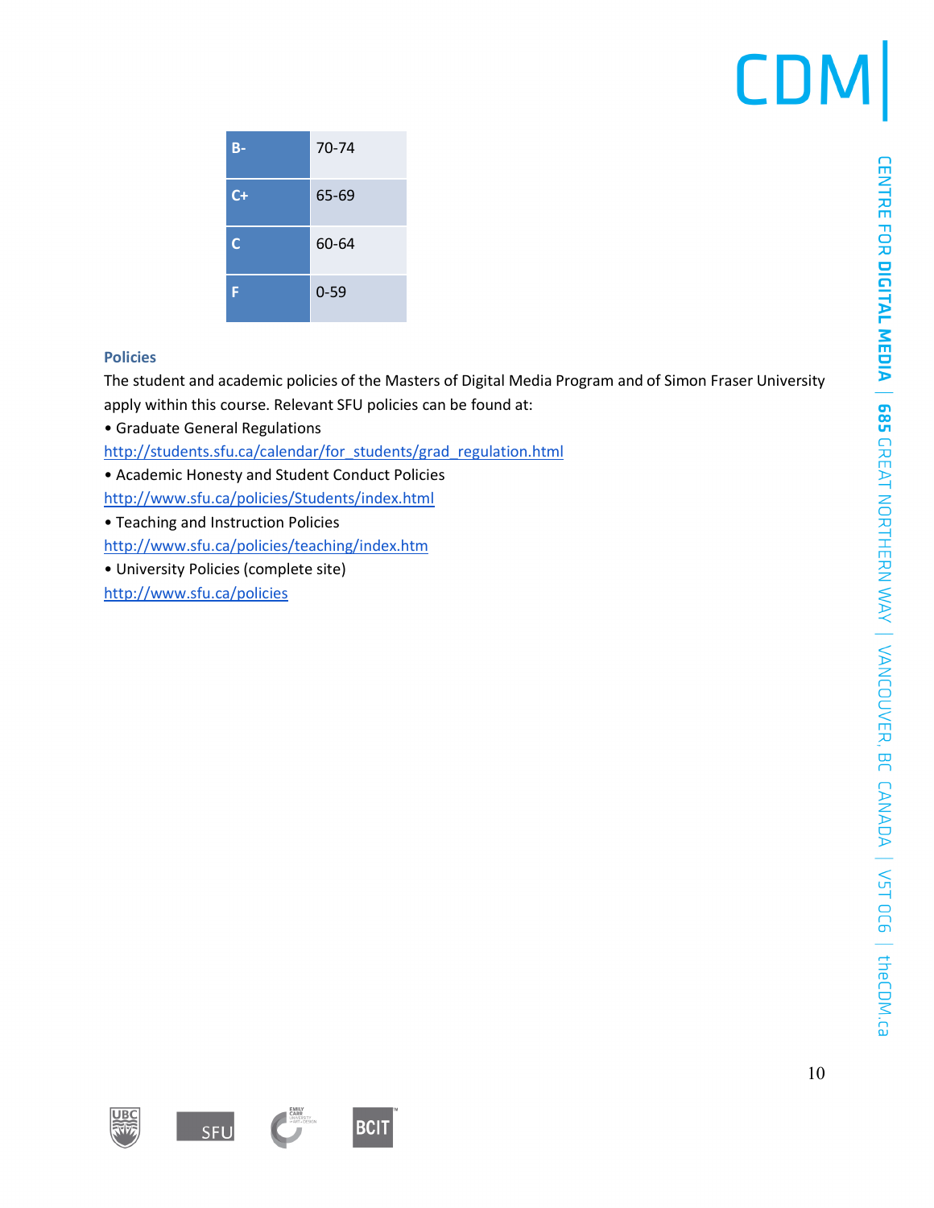| | |
|---|---|
| B- | 70-74 |
| C+ | 65-69 |
| C | 60-64 |
| F | 0-59 |

### Policies

The student and academic policies of the Masters of Digital Media Program and of Simon Fraser University apply within this course. Relevant SFU policies can be found at:

- Graduate General Regulations
  http://students.sfu.ca/calendar/for_students/grad_regulation.html
- Academic Honesty and Student Conduct Policies
  http://www.sfu.ca/policies/Students/index.html
- Teaching and Instruction Policies
  http://www.sfu.ca/policies/teaching/index.htm
- University Policies (complete site)
  http://www.sfu.ca/policies